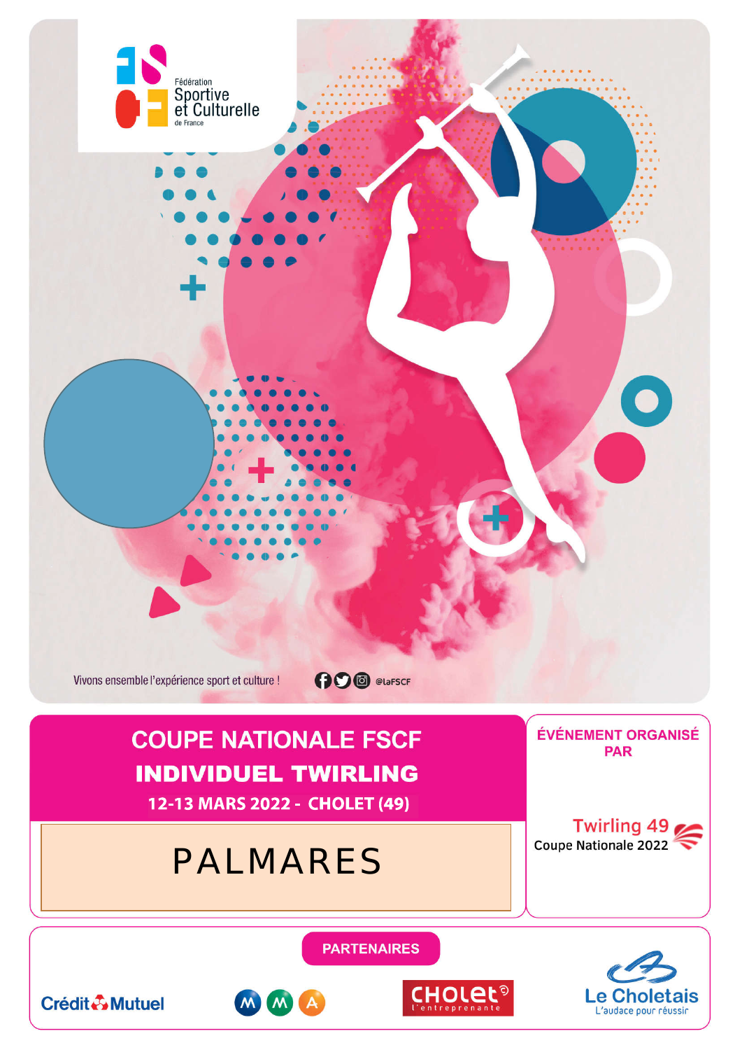Fédération Sportive et Culturelle de France

Vivons ensemble l'expérience sport et culture ! @laFSCF

# COUPE NATIONALE FSCF
# INDIVIDUEL TWIRLING

**12-13 MARS 2022 - CHOLET (49)**

# PALMARES

**ÉVÉNEMENT ORGANISÉ PAR**

Twirling 49
Coupe Nationale 2022

**PARTENAIRES**

Crédit Mutuel

MMA

Cholet l'entreprenante

Le Choletais L'audace pour réussir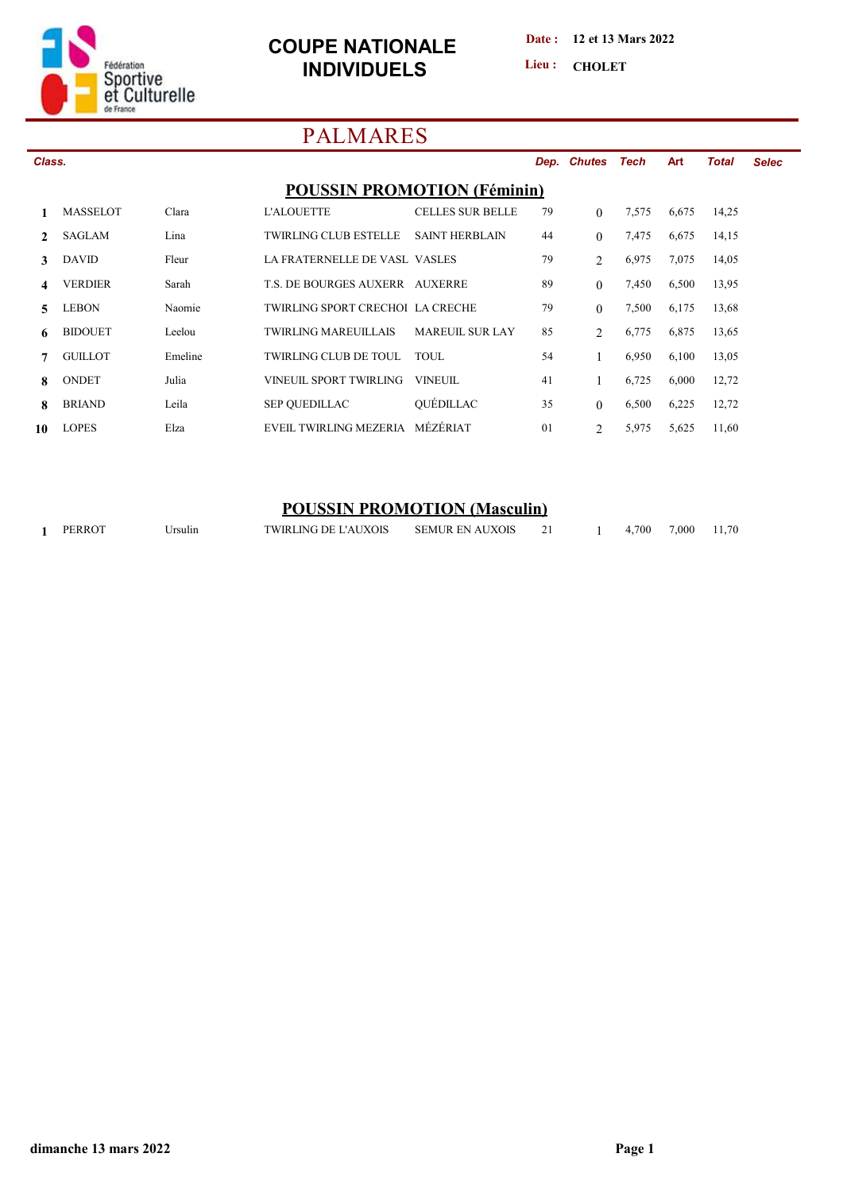# COUPE NATIONALE INDIVIDUELS

**Date :** 12 et 13 Mars 2022

**Lieu :** CHOLET

## PALMARES

### POUSSIN PROMOTION (Féminin)

| Class. | | | | | Dep. | Chutes | Tech | Art | Total | Selec |
|---|---|---|---|---|---|---|---|---|---|---|
| 1 | MASSELOT | Clara | L'ALOUETTE | CELLES SUR BELLE | 79 | 0 | 7,575 | 6,675 | 14,25 | |
| 2 | SAGLAM | Lina | TWIRLING CLUB ESTELLE | SAINT HERBLAIN | 44 | 0 | 7,475 | 6,675 | 14,15 | |
| 3 | DAVID | Fleur | LA FRATERNELLE DE VASL | VASLES | 79 | 2 | 6,975 | 7,075 | 14,05 | |
| 4 | VERDIER | Sarah | T.S. DE BOURGES AUXERR | AUXERRE | 89 | 0 | 7,450 | 6,500 | 13,95 | |
| 5 | LEBON | Naomie | TWIRLING SPORT CRECHOI | LA CRECHE | 79 | 0 | 7,500 | 6,175 | 13,68 | |
| 6 | BIDOUET | Leelou | TWIRLING MAREUILLAIS | MAREUIL SUR LAY | 85 | 2 | 6,775 | 6,875 | 13,65 | |
| 7 | GUILLOT | Emeline | TWIRLING CLUB DE TOUL | TOUL | 54 | 1 | 6,950 | 6,100 | 13,05 | |
| 8 | ONDET | Julia | VINEUIL SPORT TWIRLING | VINEUIL | 41 | 1 | 6,725 | 6,000 | 12,72 | |
| 8 | BRIAND | Leila | SEP QUEDILLAC | QUÉDILLAC | 35 | 0 | 6,500 | 6,225 | 12,72 | |
| 10 | LOPES | Elza | EVEIL TWIRLING MEZERIA | MÉZÉRIAT | 01 | 2 | 5,975 | 5,625 | 11,60 | |

### POUSSIN PROMOTION (Masculin)

| Class. | | | | | Dep. | Chutes | Tech | Art | Total | Selec |
|---|---|---|---|---|---|---|---|---|---|---|
| 1 | PERROT | Ursulin | TWIRLING DE L'AUXOIS | SEMUR EN AUXOIS | 21 | 1 | 4,700 | 7,000 | 11,70 | |

dimanche 13 mars 2022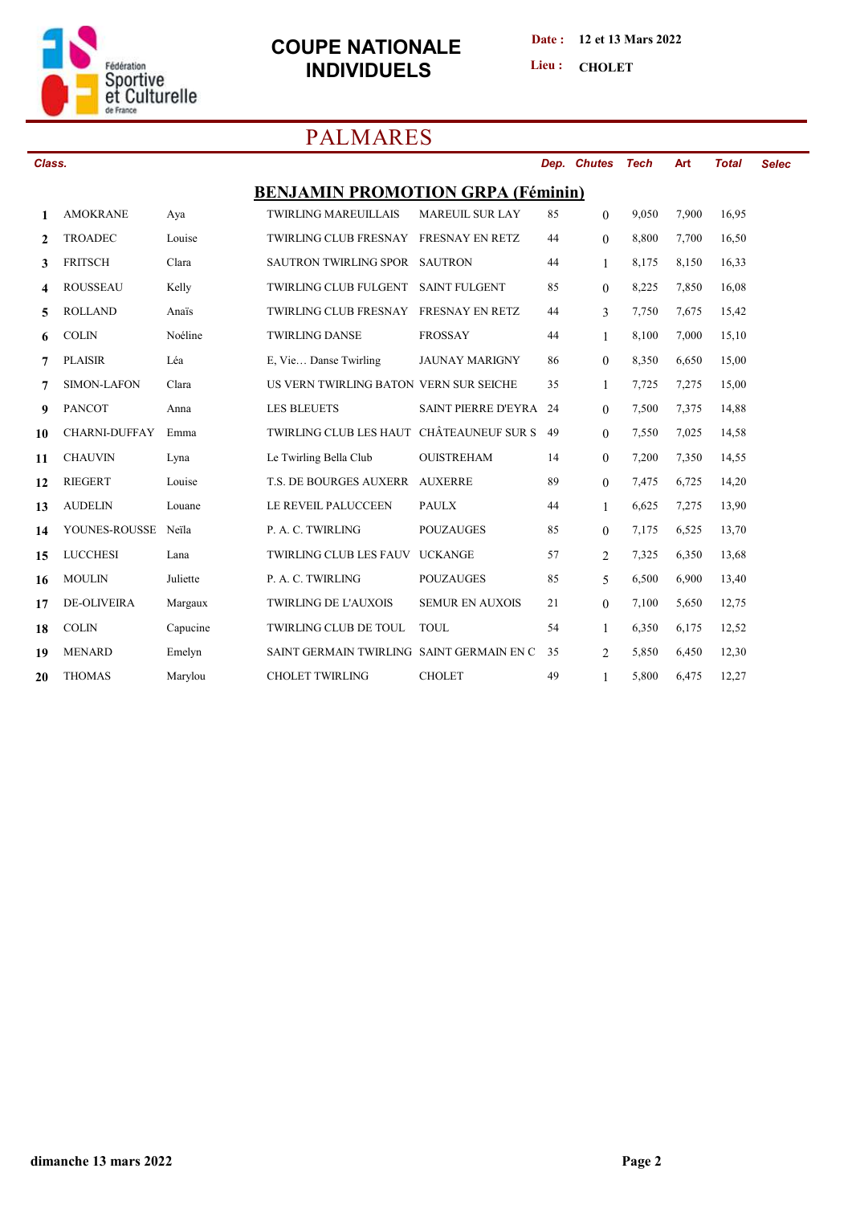# COUPE NATIONALE INDIVIDUELS

**Date :** 12 et 13 Mars 2022

**Lieu :** CHOLET

## PALMARES

### BENJAMIN PROMOTION GRPA (Féminin)

| Class. | | | | | Dep. | Chutes | Tech | Art | Total | Selec |
|---|---|---|---|---|---|---|---|---|---|---|
| 1 | AMOKRANE | Aya | TWIRLING MAREUILLAIS | MAREUIL SUR LAY | 85 | 0 | 9,050 | 7,900 | 16,95 | |
| 2 | TROADEC | Louise | TWIRLING CLUB FRESNAY | FRESNAY EN RETZ | 44 | 0 | 8,800 | 7,700 | 16,50 | |
| 3 | FRITSCH | Clara | SAUTRON TWIRLING SPOR | SAUTRON | 44 | 1 | 8,175 | 8,150 | 16,33 | |
| 4 | ROUSSEAU | Kelly | TWIRLING CLUB FULGENT | SAINT FULGENT | 85 | 0 | 8,225 | 7,850 | 16,08 | |
| 5 | ROLLAND | Anaïs | TWIRLING CLUB FRESNAY | FRESNAY EN RETZ | 44 | 3 | 7,750 | 7,675 | 15,42 | |
| 6 | COLIN | Noéline | TWIRLING DANSE | FROSSAY | 44 | 1 | 8,100 | 7,000 | 15,10 | |
| 7 | PLAISIR | Léa | E, Vie… Danse Twirling | JAUNAY MARIGNY | 86 | 0 | 8,350 | 6,650 | 15,00 | |
| 7 | SIMON-LAFON | Clara | US VERN TWIRLING BATON | VERN SUR SEICHE | 35 | 1 | 7,725 | 7,275 | 15,00 | |
| 9 | PANCOT | Anna | LES BLEUETS | SAINT PIERRE D'EYRA | 24 | 0 | 7,500 | 7,375 | 14,88 | |
| 10 | CHARNI-DUFFAY | Emma | TWIRLING CLUB LES HAUT | CHÂTEAUNEUF SUR S | 49 | 0 | 7,550 | 7,025 | 14,58 | |
| 11 | CHAUVIN | Lyna | Le Twirling Bella Club | OUISTREHAM | 14 | 0 | 7,200 | 7,350 | 14,55 | |
| 12 | RIEGERT | Louise | T.S. DE BOURGES AUXERR | AUXERRE | 89 | 0 | 7,475 | 6,725 | 14,20 | |
| 13 | AUDELIN | Louane | LE REVEIL PALUCCEEN | PAULX | 44 | 1 | 6,625 | 7,275 | 13,90 | |
| 14 | YOUNES-ROUSSE | Neïla | P. A. C. TWIRLING | POUZAUGES | 85 | 0 | 7,175 | 6,525 | 13,70 | |
| 15 | LUCCHESI | Lana | TWIRLING CLUB LES FAUV | UCKANGE | 57 | 2 | 7,325 | 6,350 | 13,68 | |
| 16 | MOULIN | Juliette | P. A. C. TWIRLING | POUZAUGES | 85 | 5 | 6,500 | 6,900 | 13,40 | |
| 17 | DE-OLIVEIRA | Margaux | TWIRLING DE L'AUXOIS | SEMUR EN AUXOIS | 21 | 0 | 7,100 | 5,650 | 12,75 | |
| 18 | COLIN | Capucine | TWIRLING CLUB DE TOUL | TOUL | 54 | 1 | 6,350 | 6,175 | 12,52 | |
| 19 | MENARD | Emelyn | SAINT GERMAIN TWIRLING | SAINT GERMAIN EN C | 35 | 2 | 5,850 | 6,450 | 12,30 | |
| 20 | THOMAS | Marylou | CHOLET TWIRLING | CHOLET | 49 | 1 | 5,800 | 6,475 | 12,27 | |

dimanche 13 mars 2022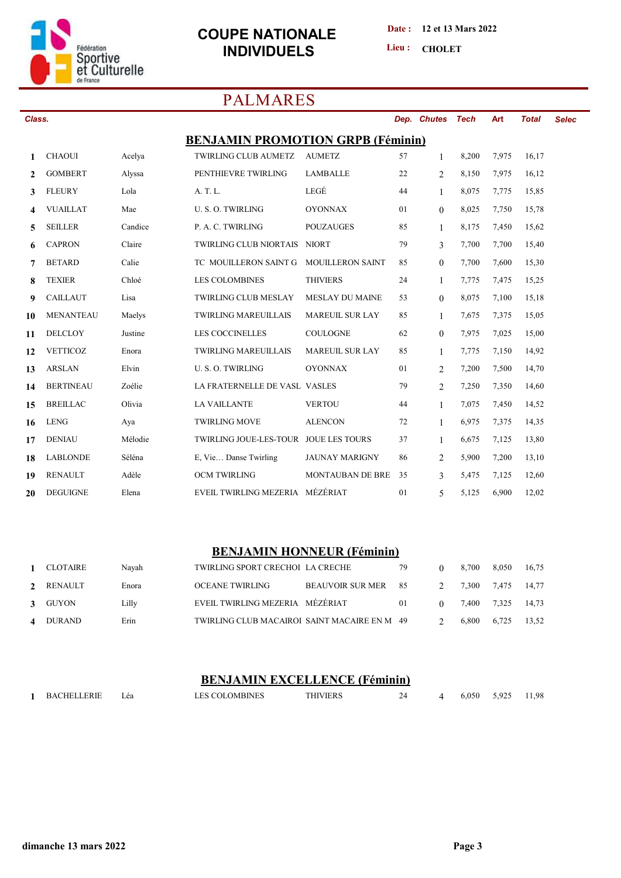Fédération Sportive et Culturelle de France

# COUPE NATIONALE INDIVIDUELS

**Date :** 12 et 13 Mars 2022

**Lieu :** CHOLET

## PALMARES

### BENJAMIN PROMOTION GRPB (Féminin)

| Class. | | | | | Dep. | Chutes | Tech | Art | Total | Selec |
|---|---|---|---|---|---|---|---|---|---|---|
| 1 | CHAOUI | Acelya | TWIRLING CLUB AUMETZ | AUMETZ | 57 | 1 | 8,200 | 7,975 | 16,17 | |
| 2 | GOMBERT | Alyssa | PENTHIEVRE TWIRLING | LAMBALLE | 22 | 2 | 8,150 | 7,975 | 16,12 | |
| 3 | FLEURY | Lola | A. T. L. | LEGÉ | 44 | 1 | 8,075 | 7,775 | 15,85 | |
| 4 | VUAILLAT | Mae | U. S. O. TWIRLING | OYONNAX | 01 | 0 | 8,025 | 7,750 | 15,78 | |
| 5 | SEILLER | Candice | P. A. C. TWIRLING | POUZAUGES | 85 | 1 | 8,175 | 7,450 | 15,62 | |
| 6 | CAPRON | Claire | TWIRLING CLUB NIORTAIS | NIORT | 79 | 3 | 7,700 | 7,700 | 15,40 | |
| 7 | BETARD | Calie | TC MOUILLERON SAINT G | MOUILLERON SAINT | 85 | 0 | 7,700 | 7,600 | 15,30 | |
| 8 | TEXIER | Chloé | LES COLOMBINES | THIVIERS | 24 | 1 | 7,775 | 7,475 | 15,25 | |
| 9 | CAILLAUT | Lisa | TWIRLING CLUB MESLAY | MESLAY DU MAINE | 53 | 0 | 8,075 | 7,100 | 15,18 | |
| 10 | MENANTEAU | Maelys | TWIRLING MAREUILLAIS | MAREUIL SUR LAY | 85 | 1 | 7,675 | 7,375 | 15,05 | |
| 11 | DELCLOY | Justine | LES COCCINELLES | COULOGNE | 62 | 0 | 7,975 | 7,025 | 15,00 | |
| 12 | VETTICOZ | Enora | TWIRLING MAREUILLAIS | MAREUIL SUR LAY | 85 | 1 | 7,775 | 7,150 | 14,92 | |
| 13 | ARSLAN | Elvin | U. S. O. TWIRLING | OYONNAX | 01 | 2 | 7,200 | 7,500 | 14,70 | |
| 14 | BERTINEAU | Zoélie | LA FRATERNELLE DE VASL | VASLES | 79 | 2 | 7,250 | 7,350 | 14,60 | |
| 15 | BREILLAC | Olivia | LA VAILLANTE | VERTOU | 44 | 1 | 7,075 | 7,450 | 14,52 | |
| 16 | LENG | Aya | TWIRLING MOVE | ALENCON | 72 | 1 | 6,975 | 7,375 | 14,35 | |
| 17 | DENIAU | Mélodie | TWIRLING JOUE-LES-TOUR | JOUE LES TOURS | 37 | 1 | 6,675 | 7,125 | 13,80 | |
| 18 | LABLONDE | Séléna | E, Vie… Danse Twirling | JAUNAY MARIGNY | 86 | 2 | 5,900 | 7,200 | 13,10 | |
| 19 | RENAULT | Adèle | OCM TWIRLING | MONTAUBAN DE BRE | 35 | 3 | 5,475 | 7,125 | 12,60 | |
| 20 | DEGUIGNE | Elena | EVEIL TWIRLING MEZERIA | MÉZÉRIAT | 01 | 5 | 5,125 | 6,900 | 12,02 | |

### BENJAMIN HONNEUR (Féminin)

| Class. | | | | | Dep. | Chutes | Tech | Art | Total | Selec |
|---|---|---|---|---|---|---|---|---|---|---|
| 1 | CLOTAIRE | Nayah | TWIRLING SPORT CRECHOI | LA CRECHE | 79 | 0 | 8,700 | 8,050 | 16,75 | |
| 2 | RENAULT | Enora | OCEANE TWIRLING | BEAUVOIR SUR MER | 85 | 2 | 7,300 | 7,475 | 14,77 | |
| 3 | GUYON | Lilly | EVEIL TWIRLING MEZERIA | MÉZÉRIAT | 01 | 0 | 7,400 | 7,325 | 14,73 | |
| 4 | DURAND | Erin | TWIRLING CLUB MACAIROI | SAINT MACAIRE EN M | 49 | 2 | 6,800 | 6,725 | 13,52 | |

### BENJAMIN EXCELLENCE (Féminin)

| Class. | | | | | Dep. | Chutes | Tech | Art | Total | Selec |
|---|---|---|---|---|---|---|---|---|---|---|
| 1 | BACHELLERIE | Léa | LES COLOMBINES | THIVIERS | 24 | 4 | 6,050 | 5,925 | 11,98 | |

dimanche 13 mars 2022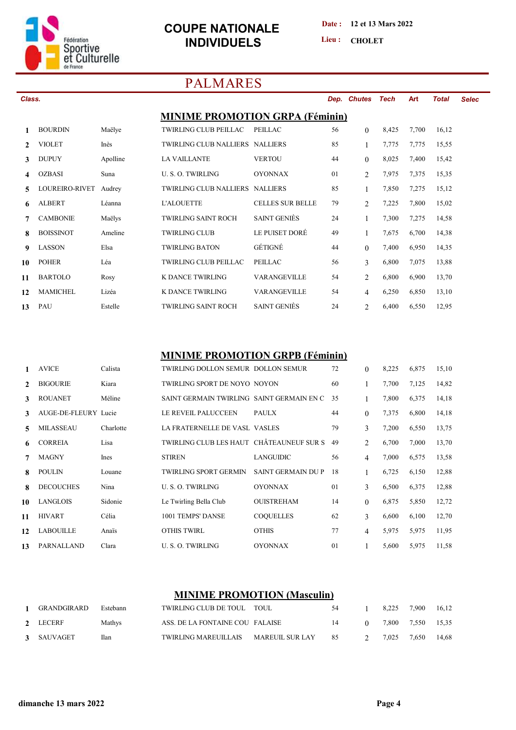# COUPE NATIONALE INDIVIDUELS

**Date :** 12 et 13 Mars 2022

**Lieu :** CHOLET

## PALMARES

### MINIME PROMOTION GRPA (Féminin)

| Class. | Nom | Prénom | Club | Ville | Dep. | Chutes | Tech | Art | Total | Selec |
|---|---|---|---|---|---|---|---|---|---|---|
| 1 | BOURDIN | Maëlye | TWIRLING CLUB PEILLAC | PEILLAC | 56 | 0 | 8,425 | 7,700 | 16,12 | |
| 2 | VIOLET | Inès | TWIRLING CLUB NALLIERS | NALLIERS | 85 | 1 | 7,775 | 7,775 | 15,55 | |
| 3 | DUPUY | Apolline | LA VAILLANTE | VERTOU | 44 | 0 | 8,025 | 7,400 | 15,42 | |
| 4 | OZBASI | Suna | U. S. O. TWIRLING | OYONNAX | 01 | 2 | 7,975 | 7,375 | 15,35 | |
| 5 | LOUREIRO-RIVET | Audrey | TWIRLING CLUB NALLIERS | NALLIERS | 85 | 1 | 7,850 | 7,275 | 15,12 | |
| 6 | ALBERT | Léanna | L'ALOUETTE | CELLES SUR BELLE | 79 | 2 | 7,225 | 7,800 | 15,02 | |
| 7 | CAMBONIE | Maëlys | TWIRLING SAINT ROCH | SAINT GENIÈS | 24 | 1 | 7,300 | 7,275 | 14,58 | |
| 8 | BOISSINOT | Ameline | TWIRLING CLUB | LE PUISET DORÉ | 49 | 1 | 7,675 | 6,700 | 14,38 | |
| 9 | LASSON | Elsa | TWIRLING BATON | GÉTIGNÉ | 44 | 0 | 7,400 | 6,950 | 14,35 | |
| 10 | POHER | Léa | TWIRLING CLUB PEILLAC | PEILLAC | 56 | 3 | 6,800 | 7,075 | 13,88 | |
| 11 | BARTOLO | Rosy | K DANCE TWIRLING | VARANGEVILLE | 54 | 2 | 6,800 | 6,900 | 13,70 | |
| 12 | MAMICHEL | Lizéa | K DANCE TWIRLING | VARANGEVILLE | 54 | 4 | 6,250 | 6,850 | 13,10 | |
| 13 | PAU | Estelle | TWIRLING SAINT ROCH | SAINT GENIÈS | 24 | 2 | 6,400 | 6,550 | 12,95 | |

### MINIME PROMOTION GRPB (Féminin)

| Class. | Nom | Prénom | Club | Ville | Dep. | Chutes | Tech | Art | Total | Selec |
|---|---|---|---|---|---|---|---|---|---|---|
| 1 | AVICE | Calista | TWIRLING DOLLON SEMUR | DOLLON SEMUR | 72 | 0 | 8,225 | 6,875 | 15,10 | |
| 2 | BIGOURIE | Kiara | TWIRLING SPORT DE NOYO | NOYON | 60 | 1 | 7,700 | 7,125 | 14,82 | |
| 3 | ROUANET | Méline | SAINT GERMAIN TWIRLING | SAINT GERMAIN EN C | 35 | 1 | 7,800 | 6,375 | 14,18 | |
| 3 | AUGE-DE-FLEURY | Lucie | LE REVEIL PALUCCEEN | PAULX | 44 | 0 | 7,375 | 6,800 | 14,18 | |
| 5 | MILASSEAU | Charlotte | LA FRATERNELLE DE VASL | VASLES | 79 | 3 | 7,200 | 6,550 | 13,75 | |
| 6 | CORREIA | Lisa | TWIRLING CLUB LES HAUT | CHÂTEAUNEUF SUR S | 49 | 2 | 6,700 | 7,000 | 13,70 | |
| 7 | MAGNY | Ines | STIREN | LANGUIDIC | 56 | 4 | 7,000 | 6,575 | 13,58 | |
| 8 | POULIN | Louane | TWIRLING SPORT GERMIN | SAINT GERMAIN DU P | 18 | 1 | 6,725 | 6,150 | 12,88 | |
| 8 | DECOUCHES | Nina | U. S. O. TWIRLING | OYONNAX | 01 | 3 | 6,500 | 6,375 | 12,88 | |
| 10 | LANGLOIS | Sidonie | Le Twirling Bella Club | OUISTREHAM | 14 | 0 | 6,875 | 5,850 | 12,72 | |
| 11 | HIVART | Célia | 1001 TEMPS' DANSE | COQUELLES | 62 | 3 | 6,600 | 6,100 | 12,70 | |
| 12 | LABOUILLE | Anaïs | OTHIS TWIRL | OTHIS | 77 | 4 | 5,975 | 5,975 | 11,95 | |
| 13 | PARNALLAND | Clara | U. S. O. TWIRLING | OYONNAX | 01 | 1 | 5,600 | 5,975 | 11,58 | |

### MINIME PROMOTION (Masculin)

| Class. | Nom | Prénom | Club | Ville | Dep. | Chutes | Tech | Art | Total | Selec |
|---|---|---|---|---|---|---|---|---|---|---|
| 1 | GRANDGIRARD | Estebann | TWIRLING CLUB DE TOUL | TOUL | 54 | 1 | 8,225 | 7,900 | 16,12 | |
| 2 | LECERF | Mathys | ASS. DE LA FONTAINE COU | FALAISE | 14 | 0 | 7,800 | 7,550 | 15,35 | |
| 3 | SAUVAGET | Ilan | TWIRLING MAREUILLAIS | MAREUIL SUR LAY | 85 | 2 | 7,025 | 7,650 | 14,68 | |

dimanche 13 mars 2022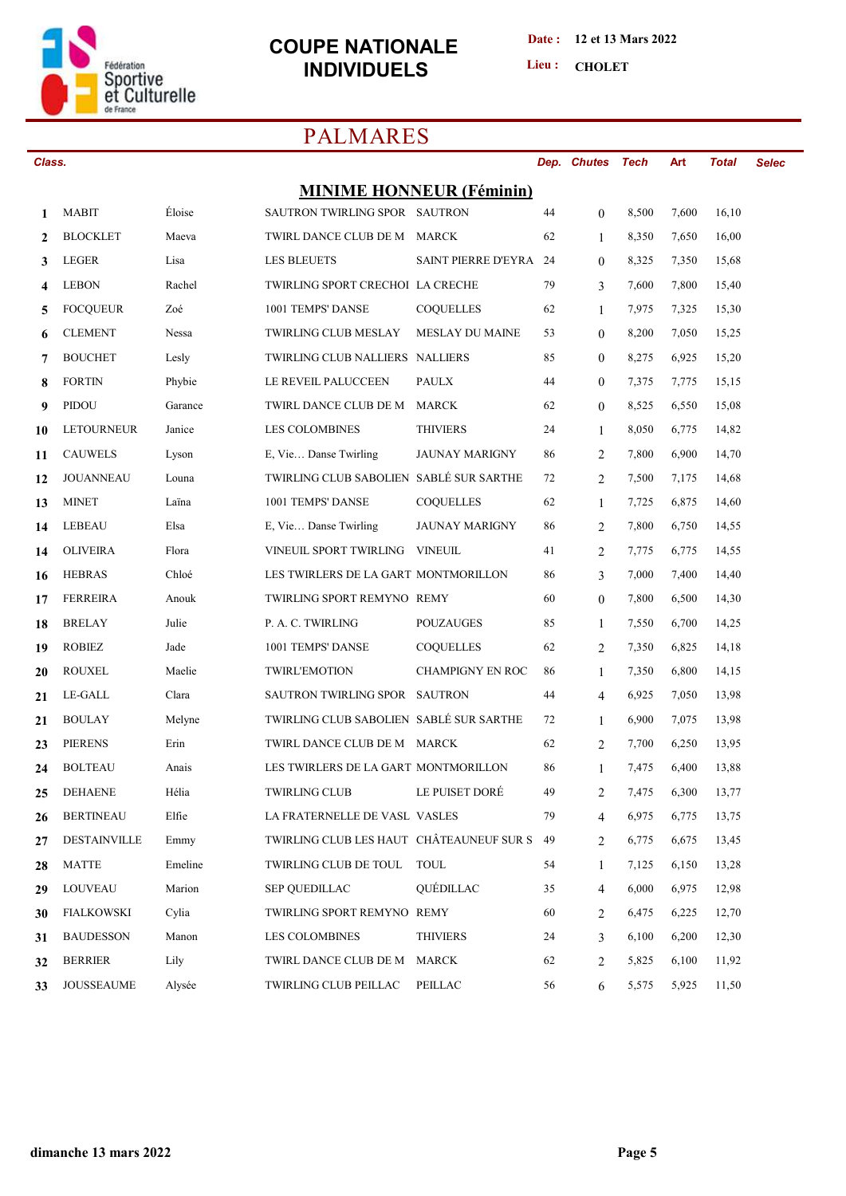# COUPE NATIONALE INDIVIDUELS

**Date :** 12 et 13 Mars 2022

**Lieu :** CHOLET

## PALMARES

### MINIME HONNEUR (Féminin)

| Class. | | | | | Dep. | Chutes | Tech | Art | Total | Selec |
|---|---|---|---|---|---|---|---|---|---|---|
| 1 | MABIT | Éloise | SAUTRON TWIRLING SPOR | SAUTRON | 44 | 0 | 8,500 | 7,600 | 16,10 | |
| 2 | BLOCKLET | Maeva | TWIRL DANCE CLUB DE M | MARCK | 62 | 1 | 8,350 | 7,650 | 16,00 | |
| 3 | LEGER | Lisa | LES BLEUETS | SAINT PIERRE D'EYRA | 24 | 0 | 8,325 | 7,350 | 15,68 | |
| 4 | LEBON | Rachel | TWIRLING SPORT CRECHOI | LA CRECHE | 79 | 3 | 7,600 | 7,800 | 15,40 | |
| 5 | FOCQUEUR | Zoé | 1001 TEMPS' DANSE | COQUELLES | 62 | 1 | 7,975 | 7,325 | 15,30 | |
| 6 | CLEMENT | Nessa | TWIRLING CLUB MESLAY | MESLAY DU MAINE | 53 | 0 | 8,200 | 7,050 | 15,25 | |
| 7 | BOUCHET | Lesly | TWIRLING CLUB NALLIERS | NALLIERS | 85 | 0 | 8,275 | 6,925 | 15,20 | |
| 8 | FORTIN | Phybie | LE REVEIL PALUCCEEN | PAULX | 44 | 0 | 7,375 | 7,775 | 15,15 | |
| 9 | PIDOU | Garance | TWIRL DANCE CLUB DE M | MARCK | 62 | 0 | 8,525 | 6,550 | 15,08 | |
| 10 | LETOURNEUR | Janice | LES COLOMBINES | THIVIERS | 24 | 1 | 8,050 | 6,775 | 14,82 | |
| 11 | CAUWELS | Lyson | E, Vie… Danse Twirling | JAUNAY MARIGNY | 86 | 2 | 7,800 | 6,900 | 14,70 | |
| 12 | JOUANNEAU | Louna | TWIRLING CLUB SABOLIEN | SABLÉ SUR SARTHE | 72 | 2 | 7,500 | 7,175 | 14,68 | |
| 13 | MINET | Laïna | 1001 TEMPS' DANSE | COQUELLES | 62 | 1 | 7,725 | 6,875 | 14,60 | |
| 14 | LEBEAU | Elsa | E, Vie… Danse Twirling | JAUNAY MARIGNY | 86 | 2 | 7,800 | 6,750 | 14,55 | |
| 14 | OLIVEIRA | Flora | VINEUIL SPORT TWIRLING | VINEUIL | 41 | 2 | 7,775 | 6,775 | 14,55 | |
| 16 | HEBRAS | Chloé | LES TWIRLERS DE LA GART | MONTMORILLON | 86 | 3 | 7,000 | 7,400 | 14,40 | |
| 17 | FERREIRA | Anouk | TWIRLING SPORT REMYNO | REMY | 60 | 0 | 7,800 | 6,500 | 14,30 | |
| 18 | BRELAY | Julie | P. A. C. TWIRLING | POUZAUGES | 85 | 1 | 7,550 | 6,700 | 14,25 | |
| 19 | ROBIEZ | Jade | 1001 TEMPS' DANSE | COQUELLES | 62 | 2 | 7,350 | 6,825 | 14,18 | |
| 20 | ROUXEL | Maelie | TWIRL'EMOTION | CHAMPIGNY EN ROC | 86 | 1 | 7,350 | 6,800 | 14,15 | |
| 21 | LE-GALL | Clara | SAUTRON TWIRLING SPOR | SAUTRON | 44 | 4 | 6,925 | 7,050 | 13,98 | |
| 21 | BOULAY | Melyne | TWIRLING CLUB SABOLIEN | SABLÉ SUR SARTHE | 72 | 1 | 6,900 | 7,075 | 13,98 | |
| 23 | PIERENS | Erin | TWIRL DANCE CLUB DE M | MARCK | 62 | 2 | 7,700 | 6,250 | 13,95 | |
| 24 | BOLTEAU | Anais | LES TWIRLERS DE LA GART | MONTMORILLON | 86 | 1 | 7,475 | 6,400 | 13,88 | |
| 25 | DEHAENE | Hélia | TWIRLING CLUB | LE PUISET DORÉ | 49 | 2 | 7,475 | 6,300 | 13,77 | |
| 26 | BERTINEAU | Elfie | LA FRATERNELLE DE VASL | VASLES | 79 | 4 | 6,975 | 6,775 | 13,75 | |
| 27 | DESTAINVILLE | Emmy | TWIRLING CLUB LES HAUT | CHÂTEAUNEUF SUR S | 49 | 2 | 6,775 | 6,675 | 13,45 | |
| 28 | MATTE | Emeline | TWIRLING CLUB DE TOUL | TOUL | 54 | 1 | 7,125 | 6,150 | 13,28 | |
| 29 | LOUVEAU | Marion | SEP QUEDILLAC | QUÉDILLAC | 35 | 4 | 6,000 | 6,975 | 12,98 | |
| 30 | FIALKOWSKI | Cylia | TWIRLING SPORT REMYNO | REMY | 60 | 2 | 6,475 | 6,225 | 12,70 | |
| 31 | BAUDESSON | Manon | LES COLOMBINES | THIVIERS | 24 | 3 | 6,100 | 6,200 | 12,30 | |
| 32 | BERRIER | Lily | TWIRL DANCE CLUB DE M | MARCK | 62 | 2 | 5,825 | 6,100 | 11,92 | |
| 33 | JOUSSEAUME | Alysée | TWIRLING CLUB PEILLAC | PEILLAC | 56 | 6 | 5,575 | 5,925 | 11,50 | |

dimanche 13 mars 2022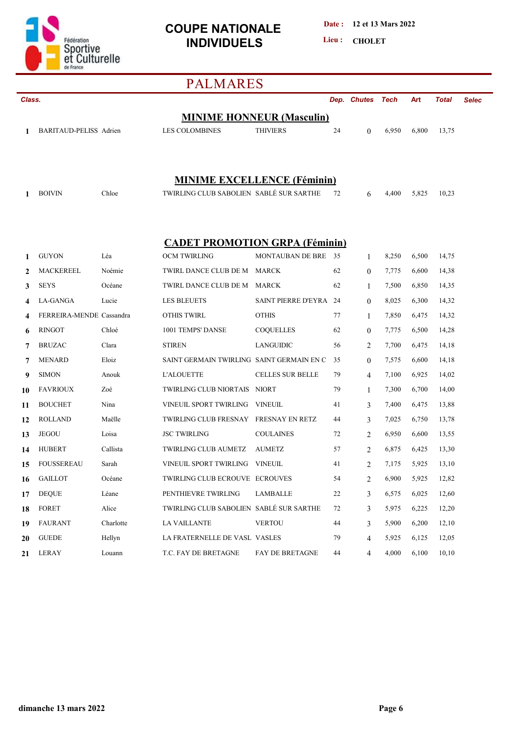# COUPE NATIONALE INDIVIDUELS

**Date :** 12 et 13 Mars 2022

**Lieu :** CHOLET

## PALMARES

### MINIME HONNEUR (Masculin)

| Class. | Nom | Prénom | Club | Ville | Dep. | Chutes | Tech | Art | Total | Selec |
|---|---|---|---|---|---|---|---|---|---|---|
| 1 | BARITAUD-PELISS | Adrien | LES COLOMBINES | THIVIERS | 24 | 0 | 6,950 | 6,800 | 13,75 | |

### MINIME EXCELLENCE (Féminin)

| Class. | Nom | Prénom | Club | Ville | Dep. | Chutes | Tech | Art | Total | Selec |
|---|---|---|---|---|---|---|---|---|---|---|
| 1 | BOIVIN | Chloe | TWIRLING CLUB SABOLIEN | SABLÉ SUR SARTHE | 72 | 6 | 4,400 | 5,825 | 10,23 | |

### CADET PROMOTION GRPA (Féminin)

| Class. | Nom | Prénom | Club | Ville | Dep. | Chutes | Tech | Art | Total | Selec |
|---|---|---|---|---|---|---|---|---|---|---|
| 1 | GUYON | Léa | OCM TWIRLING | MONTAUBAN DE BRE | 35 | 1 | 8,250 | 6,500 | 14,75 | |
| 2 | MACKEREEL | Noémie | TWIRL DANCE CLUB DE M | MARCK | 62 | 0 | 7,775 | 6,600 | 14,38 | |
| 3 | SEYS | Océane | TWIRL DANCE CLUB DE M | MARCK | 62 | 1 | 7,500 | 6,850 | 14,35 | |
| 4 | LA-GANGA | Lucie | LES BLEUETS | SAINT PIERRE D'EYRA | 24 | 0 | 8,025 | 6,300 | 14,32 | |
| 4 | FERREIRA-MENDE | Cassandra | OTHIS TWIRL | OTHIS | 77 | 1 | 7,850 | 6,475 | 14,32 | |
| 6 | RINGOT | Chloé | 1001 TEMPS' DANSE | COQUELLES | 62 | 0 | 7,775 | 6,500 | 14,28 | |
| 7 | BRUZAC | Clara | STIREN | LANGUIDIC | 56 | 2 | 7,700 | 6,475 | 14,18 | |
| 7 | MENARD | Eloiz | SAINT GERMAIN TWIRLING | SAINT GERMAIN EN C | 35 | 0 | 7,575 | 6,600 | 14,18 | |
| 9 | SIMON | Anouk | L'ALOUETTE | CELLES SUR BELLE | 79 | 4 | 7,100 | 6,925 | 14,02 | |
| 10 | FAVRIOUX | Zoé | TWIRLING CLUB NIORTAIS | NIORT | 79 | 1 | 7,300 | 6,700 | 14,00 | |
| 11 | BOUCHET | Nina | VINEUIL SPORT TWIRLING | VINEUIL | 41 | 3 | 7,400 | 6,475 | 13,88 | |
| 12 | ROLLAND | Maëlle | TWIRLING CLUB FRESNAY | FRESNAY EN RETZ | 44 | 3 | 7,025 | 6,750 | 13,78 | |
| 13 | JEGOU | Loisa | JSC TWIRLING | COULAINES | 72 | 2 | 6,950 | 6,600 | 13,55 | |
| 14 | HUBERT | Callista | TWIRLING CLUB AUMETZ | AUMETZ | 57 | 2 | 6,875 | 6,425 | 13,30 | |
| 15 | FOUSSEREAU | Sarah | VINEUIL SPORT TWIRLING | VINEUIL | 41 | 2 | 7,175 | 5,925 | 13,10 | |
| 16 | GAILLOT | Océane | TWIRLING CLUB ECROUVE | ECROUVES | 54 | 2 | 6,900 | 5,925 | 12,82 | |
| 17 | DEQUE | Léane | PENTHIEVRE TWIRLING | LAMBALLE | 22 | 3 | 6,575 | 6,025 | 12,60 | |
| 18 | FORET | Alice | TWIRLING CLUB SABOLIEN | SABLÉ SUR SARTHE | 72 | 3 | 5,975 | 6,225 | 12,20 | |
| 19 | FAURANT | Charlotte | LA VAILLANTE | VERTOU | 44 | 3 | 5,900 | 6,200 | 12,10 | |
| 20 | GUEDE | Hellyn | LA FRATERNELLE DE VASL | VASLES | 79 | 4 | 5,925 | 6,125 | 12,05 | |
| 21 | LERAY | Louann | T.C. FAY DE BRETAGNE | FAY DE BRETAGNE | 44 | 4 | 4,000 | 6,100 | 10,10 | |

dimanche 13 mars 2022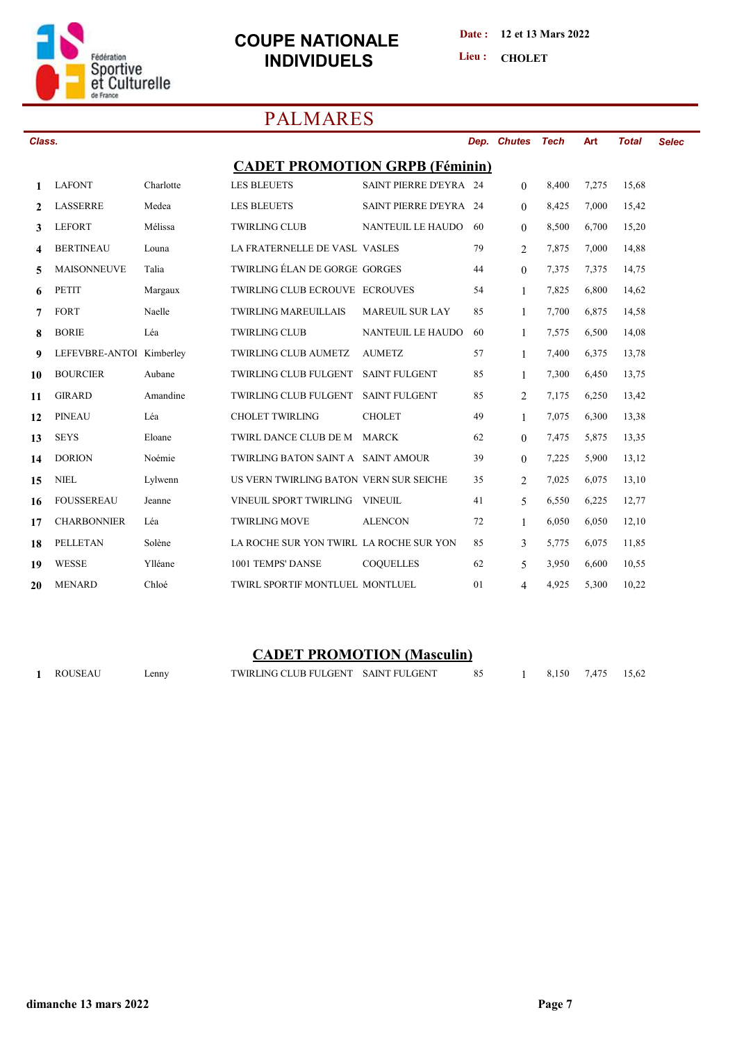Fédération Sportive et Culturelle de France

# COUPE NATIONALE INDIVIDUELS

**Date :** 12 et 13 Mars 2022

**Lieu :** CHOLET

## PALMARES

### CADET PROMOTION GRPB (Féminin)

| Class. | Nom | Prénom | Club | Ville | Dep. | Chutes | Tech | Art | Total | Selec |
|---|---|---|---|---|---|---|---|---|---|---|
| 1 | LAFONT | Charlotte | LES BLEUETS | SAINT PIERRE D'EYRA | 24 | 0 | 8,400 | 7,275 | 15,68 | |
| 2 | LASSERRE | Medea | LES BLEUETS | SAINT PIERRE D'EYRA | 24 | 0 | 8,425 | 7,000 | 15,42 | |
| 3 | LEFORT | Mélissa | TWIRLING CLUB | NANTEUIL LE HAUDO | 60 | 0 | 8,500 | 6,700 | 15,20 | |
| 4 | BERTINEAU | Louna | LA FRATERNELLE DE VASL | VASLES | 79 | 2 | 7,875 | 7,000 | 14,88 | |
| 5 | MAISONNEUVE | Talia | TWIRLING ÉLAN DE GORGE | GORGES | 44 | 0 | 7,375 | 7,375 | 14,75 | |
| 6 | PETIT | Margaux | TWIRLING CLUB ECROUVE | ECROUVES | 54 | 1 | 7,825 | 6,800 | 14,62 | |
| 7 | FORT | Naelle | TWIRLING MAREUILLAIS | MAREUIL SUR LAY | 85 | 1 | 7,700 | 6,875 | 14,58 | |
| 8 | BORIE | Léa | TWIRLING CLUB | NANTEUIL LE HAUDO | 60 | 1 | 7,575 | 6,500 | 14,08 | |
| 9 | LEFEVBRE-ANTOI | Kimberley | TWIRLING CLUB AUMETZ | AUMETZ | 57 | 1 | 7,400 | 6,375 | 13,78 | |
| 10 | BOURCIER | Aubane | TWIRLING CLUB FULGENT | SAINT FULGENT | 85 | 1 | 7,300 | 6,450 | 13,75 | |
| 11 | GIRARD | Amandine | TWIRLING CLUB FULGENT | SAINT FULGENT | 85 | 2 | 7,175 | 6,250 | 13,42 | |
| 12 | PINEAU | Léa | CHOLET TWIRLING | CHOLET | 49 | 1 | 7,075 | 6,300 | 13,38 | |
| 13 | SEYS | Eloane | TWIRL DANCE CLUB DE M | MARCK | 62 | 0 | 7,475 | 5,875 | 13,35 | |
| 14 | DORION | Noémie | TWIRLING BATON SAINT A | SAINT AMOUR | 39 | 0 | 7,225 | 5,900 | 13,12 | |
| 15 | NIEL | Lylwenn | US VERN TWIRLING BATON | VERN SUR SEICHE | 35 | 2 | 7,025 | 6,075 | 13,10 | |
| 16 | FOUSSEREAU | Jeanne | VINEUIL SPORT TWIRLING | VINEUIL | 41 | 5 | 6,550 | 6,225 | 12,77 | |
| 17 | CHARBONNIER | Léa | TWIRLING MOVE | ALENCON | 72 | 1 | 6,050 | 6,050 | 12,10 | |
| 18 | PELLETAN | Solène | LA ROCHE SUR YON TWIRL | LA ROCHE SUR YON | 85 | 3 | 5,775 | 6,075 | 11,85 | |
| 19 | WESSE | Ylléane | 1001 TEMPS' DANSE | COQUELLES | 62 | 5 | 3,950 | 6,600 | 10,55 | |
| 20 | MENARD | Chloé | TWIRL SPORTIF MONTLUEL | MONTLUEL | 01 | 4 | 4,925 | 5,300 | 10,22 | |

### CADET PROMOTION (Masculin)

| Class. | Nom | Prénom | Club | Ville | Dep. | Chutes | Tech | Art | Total | Selec |
|---|---|---|---|---|---|---|---|---|---|---|
| 1 | ROUSEAU | Lenny | TWIRLING CLUB FULGENT | SAINT FULGENT | 85 | 1 | 8,150 | 7,475 | 15,62 | |

dimanche 13 mars 2022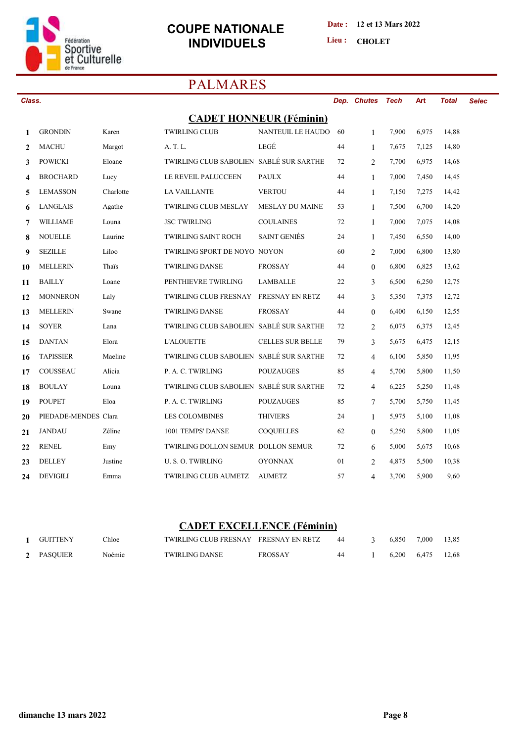# COUPE NATIONALE INDIVIDUELS

**Date :** 12 et 13 Mars 2022

**Lieu :** CHOLET

## PALMARES

### CADET HONNEUR (Féminin)

| Class. | | | | | Dep. | Chutes | Tech | Art | Total | Selec |
|---|---|---|---|---|---|---|---|---|---|---|
| 1 | GRONDIN | Karen | TWIRLING CLUB | NANTEUIL LE HAUDO | 60 | 1 | 7,900 | 6,975 | 14,88 | |
| 2 | MACHU | Margot | A. T. L. | LEGÉ | 44 | 1 | 7,675 | 7,125 | 14,80 | |
| 3 | POWICKI | Eloane | TWIRLING CLUB SABOLIEN | SABLÉ SUR SARTHE | 72 | 2 | 7,700 | 6,975 | 14,68 | |
| 4 | BROCHARD | Lucy | LE REVEIL PALUCCEEN | PAULX | 44 | 1 | 7,000 | 7,450 | 14,45 | |
| 5 | LEMASSON | Charlotte | LA VAILLANTE | VERTOU | 44 | 1 | 7,150 | 7,275 | 14,42 | |
| 6 | LANGLAIS | Agathe | TWIRLING CLUB MESLAY | MESLAY DU MAINE | 53 | 1 | 7,500 | 6,700 | 14,20 | |
| 7 | WILLIAME | Louna | JSC TWIRLING | COULAINES | 72 | 1 | 7,000 | 7,075 | 14,08 | |
| 8 | NOUELLE | Laurine | TWIRLING SAINT ROCH | SAINT GENIÈS | 24 | 1 | 7,450 | 6,550 | 14,00 | |
| 9 | SEZILLE | Liloo | TWIRLING SPORT DE NOYO | NOYON | 60 | 2 | 7,000 | 6,800 | 13,80 | |
| 10 | MELLERIN | Thaïs | TWIRLING DANSE | FROSSAY | 44 | 0 | 6,800 | 6,825 | 13,62 | |
| 11 | BAILLY | Loane | PENTHIEVRE TWIRLING | LAMBALLE | 22 | 3 | 6,500 | 6,250 | 12,75 | |
| 12 | MONNERON | Laly | TWIRLING CLUB FRESNAY | FRESNAY EN RETZ | 44 | 3 | 5,350 | 7,375 | 12,72 | |
| 13 | MELLERIN | Swane | TWIRLING DANSE | FROSSAY | 44 | 0 | 6,400 | 6,150 | 12,55 | |
| 14 | SOYER | Lana | TWIRLING CLUB SABOLIEN | SABLÉ SUR SARTHE | 72 | 2 | 6,075 | 6,375 | 12,45 | |
| 15 | DANTAN | Elora | L'ALOUETTE | CELLES SUR BELLE | 79 | 3 | 5,675 | 6,475 | 12,15 | |
| 16 | TAPISSIER | Maeline | TWIRLING CLUB SABOLIEN | SABLÉ SUR SARTHE | 72 | 4 | 6,100 | 5,850 | 11,95 | |
| 17 | COUSSEAU | Alicia | P. A. C. TWIRLING | POUZAUGES | 85 | 4 | 5,700 | 5,800 | 11,50 | |
| 18 | BOULAY | Louna | TWIRLING CLUB SABOLIEN | SABLÉ SUR SARTHE | 72 | 4 | 6,225 | 5,250 | 11,48 | |
| 19 | POUPET | Eloa | P. A. C. TWIRLING | POUZAUGES | 85 | 7 | 5,700 | 5,750 | 11,45 | |
| 20 | PIEDADE-MENDES | Clara | LES COLOMBINES | THIVIERS | 24 | 1 | 5,975 | 5,100 | 11,08 | |
| 21 | JANDAU | Zéline | 1001 TEMPS' DANSE | COQUELLES | 62 | 0 | 5,250 | 5,800 | 11,05 | |
| 22 | RENEL | Emy | TWIRLING DOLLON SEMUR | DOLLON SEMUR | 72 | 6 | 5,000 | 5,675 | 10,68 | |
| 23 | DELLEY | Justine | U. S. O. TWIRLING | OYONNAX | 01 | 2 | 4,875 | 5,500 | 10,38 | |
| 24 | DEVIGILI | Emma | TWIRLING CLUB AUMETZ | AUMETZ | 57 | 4 | 3,700 | 5,900 | 9,60 | |

### CADET EXCELLENCE (Féminin)

| Class. | | | | | Dep. | Chutes | Tech | Art | Total | Selec |
|---|---|---|---|---|---|---|---|---|---|---|
| 1 | GUITTENY | Chloe | TWIRLING CLUB FRESNAY | FRESNAY EN RETZ | 44 | 3 | 6,850 | 7,000 | 13,85 | |
| 2 | PASQUIER | Noémie | TWIRLING DANSE | FROSSAY | 44 | 1 | 6,200 | 6,475 | 12,68 | |

dimanche 13 mars 2022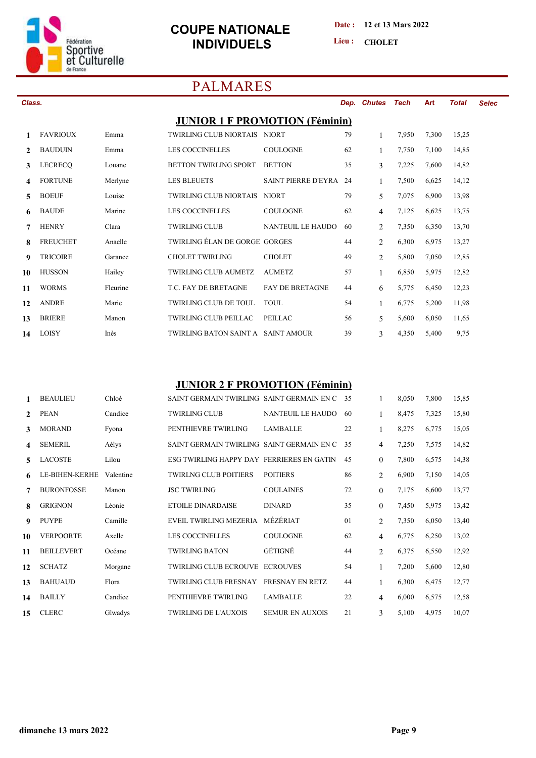# COUPE NATIONALE INDIVIDUELS

**Date :** 12 et 13 Mars 2022

**Lieu :** CHOLET

## PALMARES

### JUNIOR 1 F PROMOTION (Féminin)

| Class. | | | | | Dep. | Chutes | Tech | Art | Total | Selec |
|---|---|---|---|---|---|---|---|---|---|---|
| 1 | FAVRIOUX | Emma | TWIRLING CLUB NIORTAIS | NIORT | 79 | 1 | 7,950 | 7,300 | 15,25 | |
| 2 | BAUDUIN | Emma | LES COCCINELLES | COULOGNE | 62 | 1 | 7,750 | 7,100 | 14,85 | |
| 3 | LECRECQ | Louane | BETTON TWIRLING SPORT | BETTON | 35 | 3 | 7,225 | 7,600 | 14,82 | |
| 4 | FORTUNE | Merlyne | LES BLEUETS | SAINT PIERRE D'EYRA | 24 | 1 | 7,500 | 6,625 | 14,12 | |
| 5 | BOEUF | Louise | TWIRLING CLUB NIORTAIS | NIORT | 79 | 5 | 7,075 | 6,900 | 13,98 | |
| 6 | BAUDE | Marine | LES COCCINELLES | COULOGNE | 62 | 4 | 7,125 | 6,625 | 13,75 | |
| 7 | HENRY | Clara | TWIRLING CLUB | NANTEUIL LE HAUDO | 60 | 2 | 7,350 | 6,350 | 13,70 | |
| 8 | FREUCHET | Anaelle | TWIRLING ÉLAN DE GORGE | GORGES | 44 | 2 | 6,300 | 6,975 | 13,27 | |
| 9 | TRICOIRE | Garance | CHOLET TWIRLING | CHOLET | 49 | 2 | 5,800 | 7,050 | 12,85 | |
| 10 | HUSSON | Hailey | TWIRLING CLUB AUMETZ | AUMETZ | 57 | 1 | 6,850 | 5,975 | 12,82 | |
| 11 | WORMS | Fleurine | T.C. FAY DE BRETAGNE | FAY DE BRETAGNE | 44 | 6 | 5,775 | 6,450 | 12,23 | |
| 12 | ANDRE | Marie | TWIRLING CLUB DE TOUL | TOUL | 54 | 1 | 6,775 | 5,200 | 11,98 | |
| 13 | BRIERE | Manon | TWIRLING CLUB PEILLAC | PEILLAC | 56 | 5 | 5,600 | 6,050 | 11,65 | |
| 14 | LOISY | Inès | TWIRLING BATON SAINT A | SAINT AMOUR | 39 | 3 | 4,350 | 5,400 | 9,75 | |

### JUNIOR 2 F PROMOTION (Féminin)

| Class. | | | | | Dep. | Chutes | Tech | Art | Total | Selec |
|---|---|---|---|---|---|---|---|---|---|---|
| 1 | BEAULIEU | Chloé | SAINT GERMAIN TWIRLING | SAINT GERMAIN EN C | 35 | 1 | 8,050 | 7,800 | 15,85 | |
| 2 | PEAN | Candice | TWIRLING CLUB | NANTEUIL LE HAUDO | 60 | 1 | 8,475 | 7,325 | 15,80 | |
| 3 | MORAND | Fyona | PENTHIEVRE TWIRLING | LAMBALLE | 22 | 1 | 8,275 | 6,775 | 15,05 | |
| 4 | SEMERIL | Aélys | SAINT GERMAIN TWIRLING | SAINT GERMAIN EN C | 35 | 4 | 7,250 | 7,575 | 14,82 | |
| 5 | LACOSTE | Lilou | ESG TWIRLING HAPPY DAY | FERRIERES EN GATIN | 45 | 0 | 7,800 | 6,575 | 14,38 | |
| 6 | LE-BIHEN-KERHE | Valentine | TWIRLNG CLUB POITIERS | POITIERS | 86 | 2 | 6,900 | 7,150 | 14,05 | |
| 7 | BURONFOSSE | Manon | JSC TWIRLING | COULAINES | 72 | 0 | 7,175 | 6,600 | 13,77 | |
| 8 | GRIGNON | Léonie | ETOILE DINARDAISE | DINARD | 35 | 0 | 7,450 | 5,975 | 13,42 | |
| 9 | PUYPE | Camille | EVEIL TWIRLING MEZERIA | MÉZÉRIAT | 01 | 2 | 7,350 | 6,050 | 13,40 | |
| 10 | VERPOORTE | Axelle | LES COCCINELLES | COULOGNE | 62 | 4 | 6,775 | 6,250 | 13,02 | |
| 11 | BEILLEVERT | Océane | TWIRLING BATON | GÉTIGNÉ | 44 | 2 | 6,375 | 6,550 | 12,92 | |
| 12 | SCHATZ | Morgane | TWIRLING CLUB ECROUVE | ECROUVES | 54 | 1 | 7,200 | 5,600 | 12,80 | |
| 13 | BAHUAUD | Flora | TWIRLING CLUB FRESNAY | FRESNAY EN RETZ | 44 | 1 | 6,300 | 6,475 | 12,77 | |
| 14 | BAILLY | Candice | PENTHIEVRE TWIRLING | LAMBALLE | 22 | 4 | 6,000 | 6,575 | 12,58 | |
| 15 | CLERC | Glwadys | TWIRLING DE L'AUXOIS | SEMUR EN AUXOIS | 21 | 3 | 5,100 | 4,975 | 10,07 | |

**dimanche 13 mars 2022**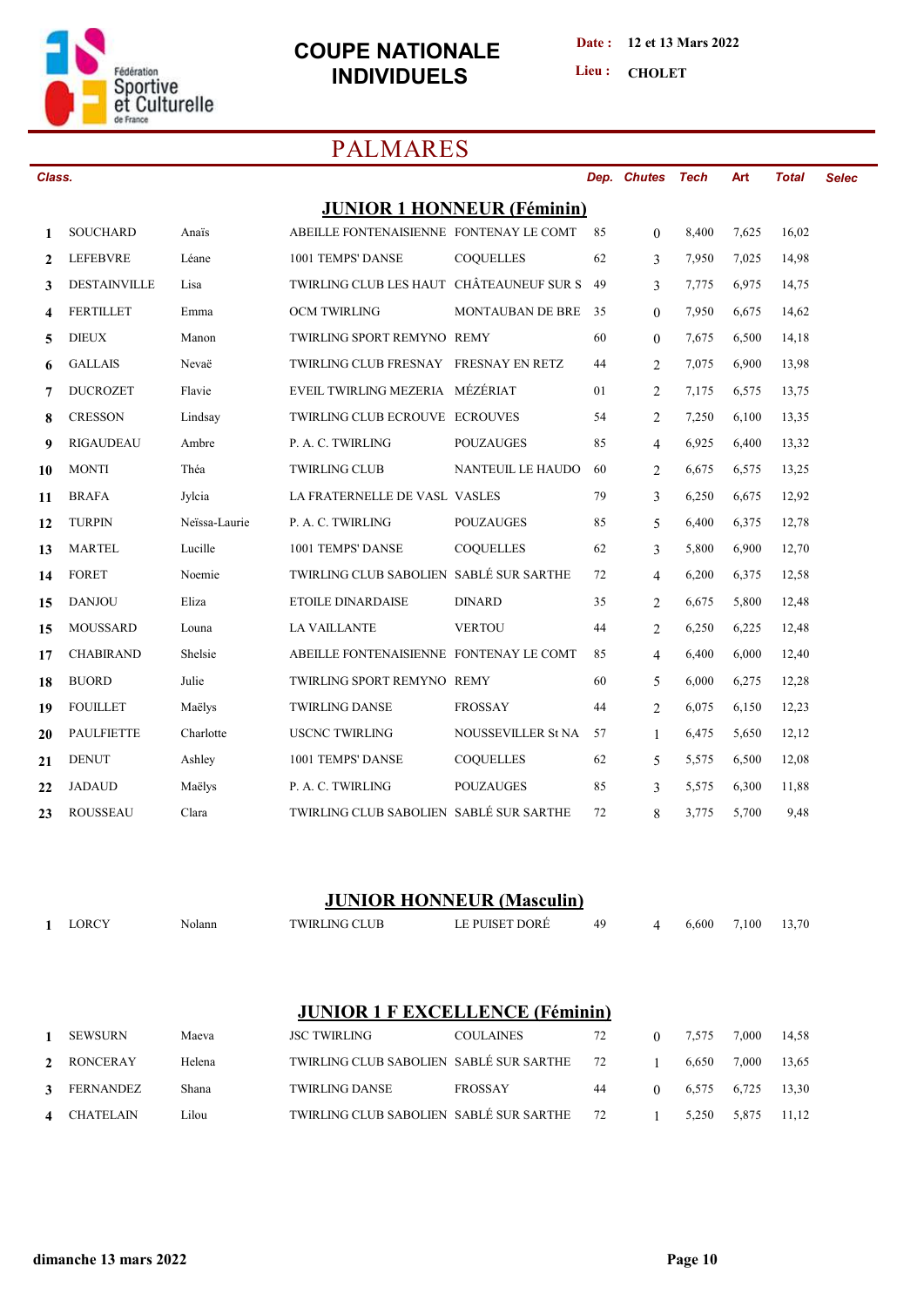Fédération Sportive et Culturelle de France

# COUPE NATIONALE INDIVIDUELS

**Date :** 12 et 13 Mars 2022

**Lieu :** CHOLET

## PALMARES

### JUNIOR 1 HONNEUR (Féminin)

| Class. | Nom | Prénom | Club | Ville | Dep. | Chutes | Tech | Art | Total | Selec |
|---|---|---|---|---|---|---|---|---|---|---|
| 1 | SOUCHARD | Anaïs | ABEILLE FONTENAISIENNE | FONTENAY LE COMT | 85 | 0 | 8,400 | 7,625 | 16,02 | |
| 2 | LEFEBVRE | Léane | 1001 TEMPS' DANSE | COQUELLES | 62 | 3 | 7,950 | 7,025 | 14,98 | |
| 3 | DESTAINVILLE | Lisa | TWIRLING CLUB LES HAUT | CHÂTEAUNEUF SUR S | 49 | 3 | 7,775 | 6,975 | 14,75 | |
| 4 | FERTILLET | Emma | OCM TWIRLING | MONTAUBAN DE BRE | 35 | 0 | 7,950 | 6,675 | 14,62 | |
| 5 | DIEUX | Manon | TWIRLING SPORT REMYNO | REMY | 60 | 0 | 7,675 | 6,500 | 14,18 | |
| 6 | GALLAIS | Nevaë | TWIRLING CLUB FRESNAY | FRESNAY EN RETZ | 44 | 2 | 7,075 | 6,900 | 13,98 | |
| 7 | DUCROZET | Flavie | EVEIL TWIRLING MEZERIA | MÉZÉRIAT | 01 | 2 | 7,175 | 6,575 | 13,75 | |
| 8 | CRESSON | Lindsay | TWIRLING CLUB ECROUVE | ECROUVES | 54 | 2 | 7,250 | 6,100 | 13,35 | |
| 9 | RIGAUDEAU | Ambre | P. A. C. TWIRLING | POUZAUGES | 85 | 4 | 6,925 | 6,400 | 13,32 | |
| 10 | MONTI | Théa | TWIRLING CLUB | NANTEUIL LE HAUDO | 60 | 2 | 6,675 | 6,575 | 13,25 | |
| 11 | BRAFA | Jylcia | LA FRATERNELLE DE VASL | VASLES | 79 | 3 | 6,250 | 6,675 | 12,92 | |
| 12 | TURPIN | Neïssa-Laurie | P. A. C. TWIRLING | POUZAUGES | 85 | 5 | 6,400 | 6,375 | 12,78 | |
| 13 | MARTEL | Lucille | 1001 TEMPS' DANSE | COQUELLES | 62 | 3 | 5,800 | 6,900 | 12,70 | |
| 14 | FORET | Noemie | TWIRLING CLUB SABOLIEN | SABLÉ SUR SARTHE | 72 | 4 | 6,200 | 6,375 | 12,58 | |
| 15 | DANJOU | Eliza | ETOILE DINARDAISE | DINARD | 35 | 2 | 6,675 | 5,800 | 12,48 | |
| 15 | MOUSSARD | Louna | LA VAILLANTE | VERTOU | 44 | 2 | 6,250 | 6,225 | 12,48 | |
| 17 | CHABIRAND | Shelsie | ABEILLE FONTENAISIENNE | FONTENAY LE COMT | 85 | 4 | 6,400 | 6,000 | 12,40 | |
| 18 | BUORD | Julie | TWIRLING SPORT REMYNO | REMY | 60 | 5 | 6,000 | 6,275 | 12,28 | |
| 19 | FOUILLET | Maëlys | TWIRLING DANSE | FROSSAY | 44 | 2 | 6,075 | 6,150 | 12,23 | |
| 20 | PAULFIETTE | Charlotte | USCNC TWIRLING | NOUSSEVILLER St NA | 57 | 1 | 6,475 | 5,650 | 12,12 | |
| 21 | DENUT | Ashley | 1001 TEMPS' DANSE | COQUELLES | 62 | 5 | 5,575 | 6,500 | 12,08 | |
| 22 | JADAUD | Maëlys | P. A. C. TWIRLING | POUZAUGES | 85 | 3 | 5,575 | 6,300 | 11,88 | |
| 23 | ROUSSEAU | Clara | TWIRLING CLUB SABOLIEN | SABLÉ SUR SARTHE | 72 | 8 | 3,775 | 5,700 | 9,48 | |

### JUNIOR HONNEUR (Masculin)

| Class. | Nom | Prénom | Club | Ville | Dep. | Chutes | Tech | Art | Total | Selec |
|---|---|---|---|---|---|---|---|---|---|---|
| 1 | LORCY | Nolann | TWIRLING CLUB | LE PUISET DORÉ | 49 | 4 | 6,600 | 7,100 | 13,70 | |

### JUNIOR 1 F EXCELLENCE (Féminin)

| Class. | Nom | Prénom | Club | Ville | Dep. | Chutes | Tech | Art | Total | Selec |
|---|---|---|---|---|---|---|---|---|---|---|
| 1 | SEWSURN | Maeva | JSC TWIRLING | COULAINES | 72 | 0 | 7,575 | 7,000 | 14,58 | |
| 2 | RONCERAY | Helena | TWIRLING CLUB SABOLIEN | SABLÉ SUR SARTHE | 72 | 1 | 6,650 | 7,000 | 13,65 | |
| 3 | FERNANDEZ | Shana | TWIRLING DANSE | FROSSAY | 44 | 0 | 6,575 | 6,725 | 13,30 | |
| 4 | CHATELAIN | Lilou | TWIRLING CLUB SABOLIEN | SABLÉ SUR SARTHE | 72 | 1 | 5,250 | 5,875 | 11,12 | |

dimanche 13 mars 2022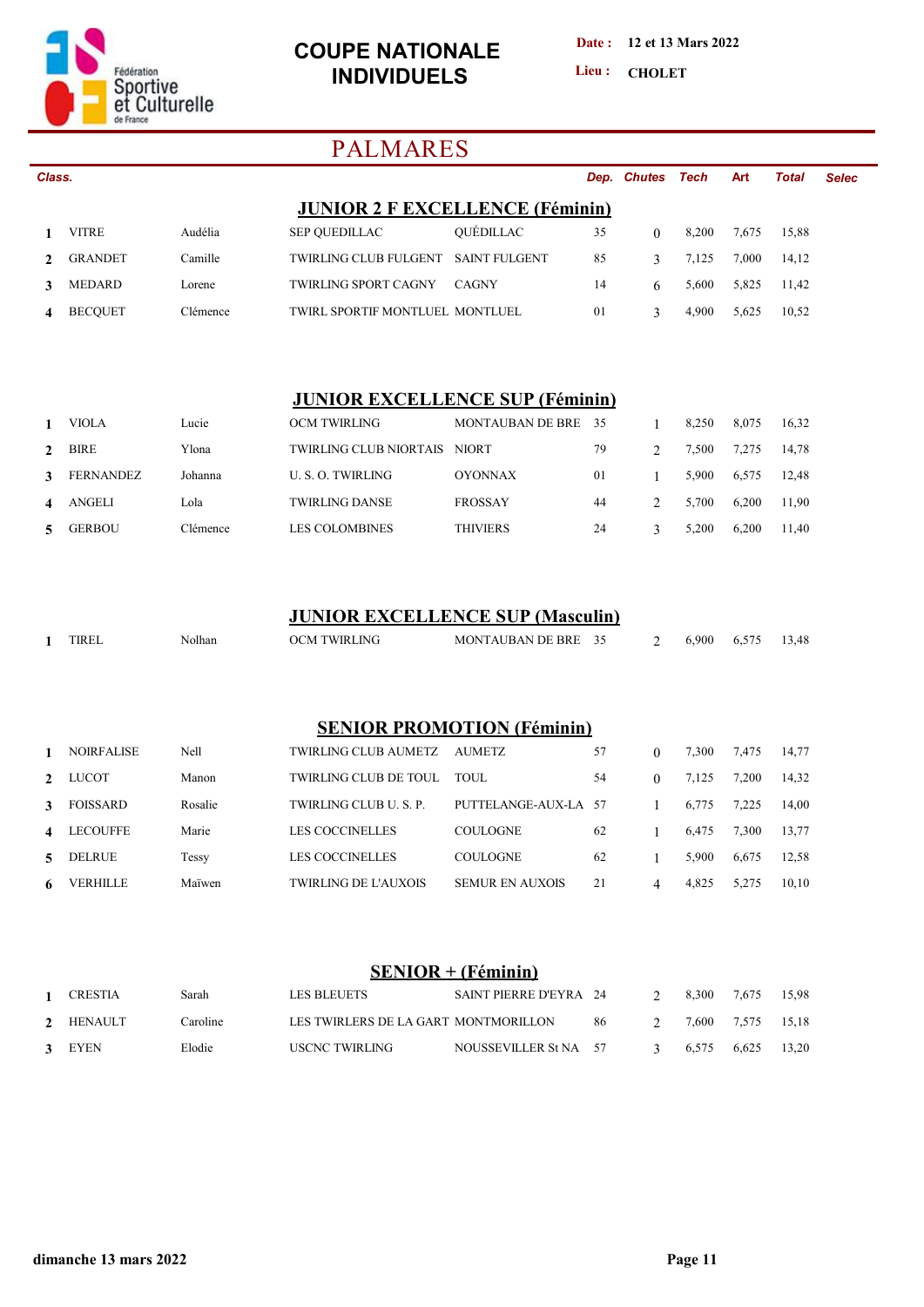Fédération Sportive et Culturelle de France

# COUPE NATIONALE INDIVIDUELS

**Date :** 12 et 13 Mars 2022

**Lieu :** CHOLET

## PALMARES

### JUNIOR 2 F EXCELLENCE (Féminin)

| Class. | | | | | Dep. | Chutes | Tech | Art | Total | Selec |
|---|---|---|---|---|---|---|---|---|---|---|
| 1 | VITRE | Audélia | SEP QUEDILLAC | QUÉDILLAC | 35 | 0 | 8,200 | 7,675 | 15,88 | |
| 2 | GRANDET | Camille | TWIRLING CLUB FULGENT | SAINT FULGENT | 85 | 3 | 7,125 | 7,000 | 14,12 | |
| 3 | MEDARD | Lorene | TWIRLING SPORT CAGNY | CAGNY | 14 | 6 | 5,600 | 5,825 | 11,42 | |
| 4 | BECQUET | Clémence | TWIRL SPORTIF MONTLUEL | MONTLUEL | 01 | 3 | 4,900 | 5,625 | 10,52 | |

### JUNIOR EXCELLENCE SUP (Féminin)

| Class. | | | | | Dep. | Chutes | Tech | Art | Total | Selec |
|---|---|---|---|---|---|---|---|---|---|---|
| 1 | VIOLA | Lucie | OCM TWIRLING | MONTAUBAN DE BRE | 35 | 1 | 8,250 | 8,075 | 16,32 | |
| 2 | BIRE | Ylona | TWIRLING CLUB NIORTAIS | NIORT | 79 | 2 | 7,500 | 7,275 | 14,78 | |
| 3 | FERNANDEZ | Johanna | U. S. O. TWIRLING | OYONNAX | 01 | 1 | 5,900 | 6,575 | 12,48 | |
| 4 | ANGELI | Lola | TWIRLING DANSE | FROSSAY | 44 | 2 | 5,700 | 6,200 | 11,90 | |
| 5 | GERBOU | Clémence | LES COLOMBINES | THIVIERS | 24 | 3 | 5,200 | 6,200 | 11,40 | |

### JUNIOR EXCELLENCE SUP (Masculin)

| Class. | | | | | Dep. | Chutes | Tech | Art | Total | Selec |
|---|---|---|---|---|---|---|---|---|---|---|
| 1 | TIREL | Nolhan | OCM TWIRLING | MONTAUBAN DE BRE | 35 | 2 | 6,900 | 6,575 | 13,48 | |

### SENIOR PROMOTION (Féminin)

| Class. | | | | | Dep. | Chutes | Tech | Art | Total | Selec |
|---|---|---|---|---|---|---|---|---|---|---|
| 1 | NOIRFALISE | Nell | TWIRLING CLUB AUMETZ | AUMETZ | 57 | 0 | 7,300 | 7,475 | 14,77 | |
| 2 | LUCOT | Manon | TWIRLING CLUB DE TOUL | TOUL | 54 | 0 | 7,125 | 7,200 | 14,32 | |
| 3 | FOISSARD | Rosalie | TWIRLING CLUB U. S. P. | PUTTELANGE-AUX-LA | 57 | 1 | 6,775 | 7,225 | 14,00 | |
| 4 | LECOUFFE | Marie | LES COCCINELLES | COULOGNE | 62 | 1 | 6,475 | 7,300 | 13,77 | |
| 5 | DELRUE | Tessy | LES COCCINELLES | COULOGNE | 62 | 1 | 5,900 | 6,675 | 12,58 | |
| 6 | VERHILLE | Maïwen | TWIRLING DE L'AUXOIS | SEMUR EN AUXOIS | 21 | 4 | 4,825 | 5,275 | 10,10 | |

### SENIOR + (Féminin)

| Class. | | | | | Dep. | Chutes | Tech | Art | Total | Selec |
|---|---|---|---|---|---|---|---|---|---|---|
| 1 | CRESTIA | Sarah | LES BLEUETS | SAINT PIERRE D'EYRA | 24 | 2 | 8,300 | 7,675 | 15,98 | |
| 2 | HENAULT | Caroline | LES TWIRLERS DE LA GART | MONTMORILLON | 86 | 2 | 7,600 | 7,575 | 15,18 | |
| 3 | EYEN | Elodie | USCNC TWIRLING | NOUSSEVILLER St NA | 57 | 3 | 6,575 | 6,625 | 13,20 | |

**dimanche 13 mars 2022**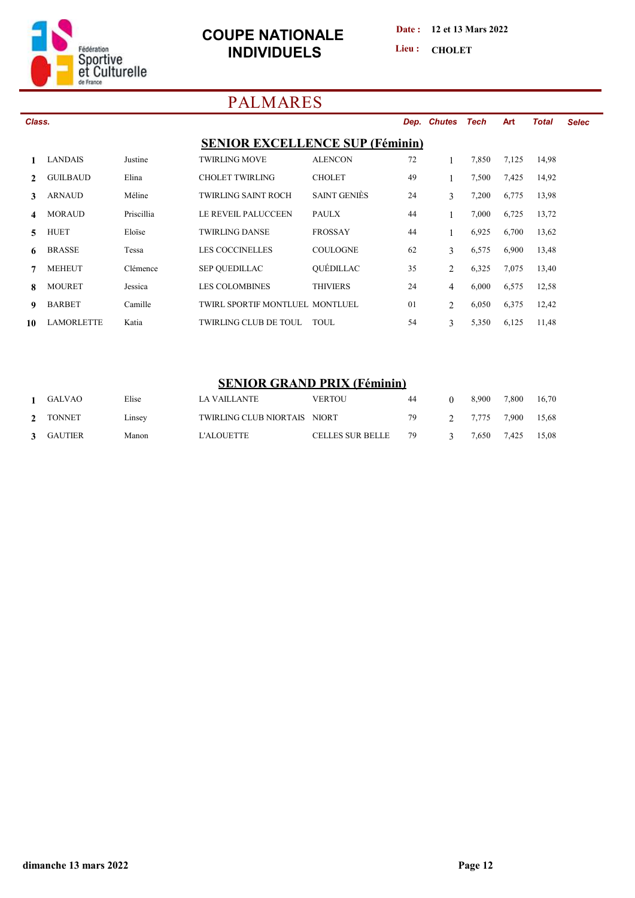# COUPE NATIONALE INDIVIDUELS

**Date :** 12 et 13 Mars 2022

**Lieu :** CHOLET

## PALMARES

### SENIOR EXCELLENCE SUP (Féminin)

| Class. | | | | | Dep. | Chutes | Tech | Art | Total | Selec |
|---|---|---|---|---|---|---|---|---|---|---|
| 1 | LANDAIS | Justine | TWIRLING MOVE | ALENCON | 72 | 1 | 7,850 | 7,125 | 14,98 | |
| 2 | GUILBAUD | Elina | CHOLET TWIRLING | CHOLET | 49 | 1 | 7,500 | 7,425 | 14,92 | |
| 3 | ARNAUD | Méline | TWIRLING SAINT ROCH | SAINT GENIÈS | 24 | 3 | 7,200 | 6,775 | 13,98 | |
| 4 | MORAUD | Priscillia | LE REVEIL PALUCCEEN | PAULX | 44 | 1 | 7,000 | 6,725 | 13,72 | |
| 5 | HUET | Eloïse | TWIRLING DANSE | FROSSAY | 44 | 1 | 6,925 | 6,700 | 13,62 | |
| 6 | BRASSE | Tessa | LES COCCINELLES | COULOGNE | 62 | 3 | 6,575 | 6,900 | 13,48 | |
| 7 | MEHEUT | Clémence | SEP QUEDILLAC | QUÉDILLAC | 35 | 2 | 6,325 | 7,075 | 13,40 | |
| 8 | MOURET | Jessica | LES COLOMBINES | THIVIERS | 24 | 4 | 6,000 | 6,575 | 12,58 | |
| 9 | BARBET | Camille | TWIRL SPORTIF MONTLUEL | MONTLUEL | 01 | 2 | 6,050 | 6,375 | 12,42 | |
| 10 | LAMORLETTE | Katia | TWIRLING CLUB DE TOUL | TOUL | 54 | 3 | 5,350 | 6,125 | 11,48 | |

### SENIOR GRAND PRIX (Féminin)

| Class. | | | | | Dep. | Chutes | Tech | Art | Total | Selec |
|---|---|---|---|---|---|---|---|---|---|---|
| 1 | GALVAO | Elise | LA VAILLANTE | VERTOU | 44 | 0 | 8,900 | 7,800 | 16,70 | |
| 2 | TONNET | Linsey | TWIRLING CLUB NIORTAIS | NIORT | 79 | 2 | 7,775 | 7,900 | 15,68 | |
| 3 | GAUTIER | Manon | L'ALOUETTE | CELLES SUR BELLE | 79 | 3 | 7,650 | 7,425 | 15,08 | |